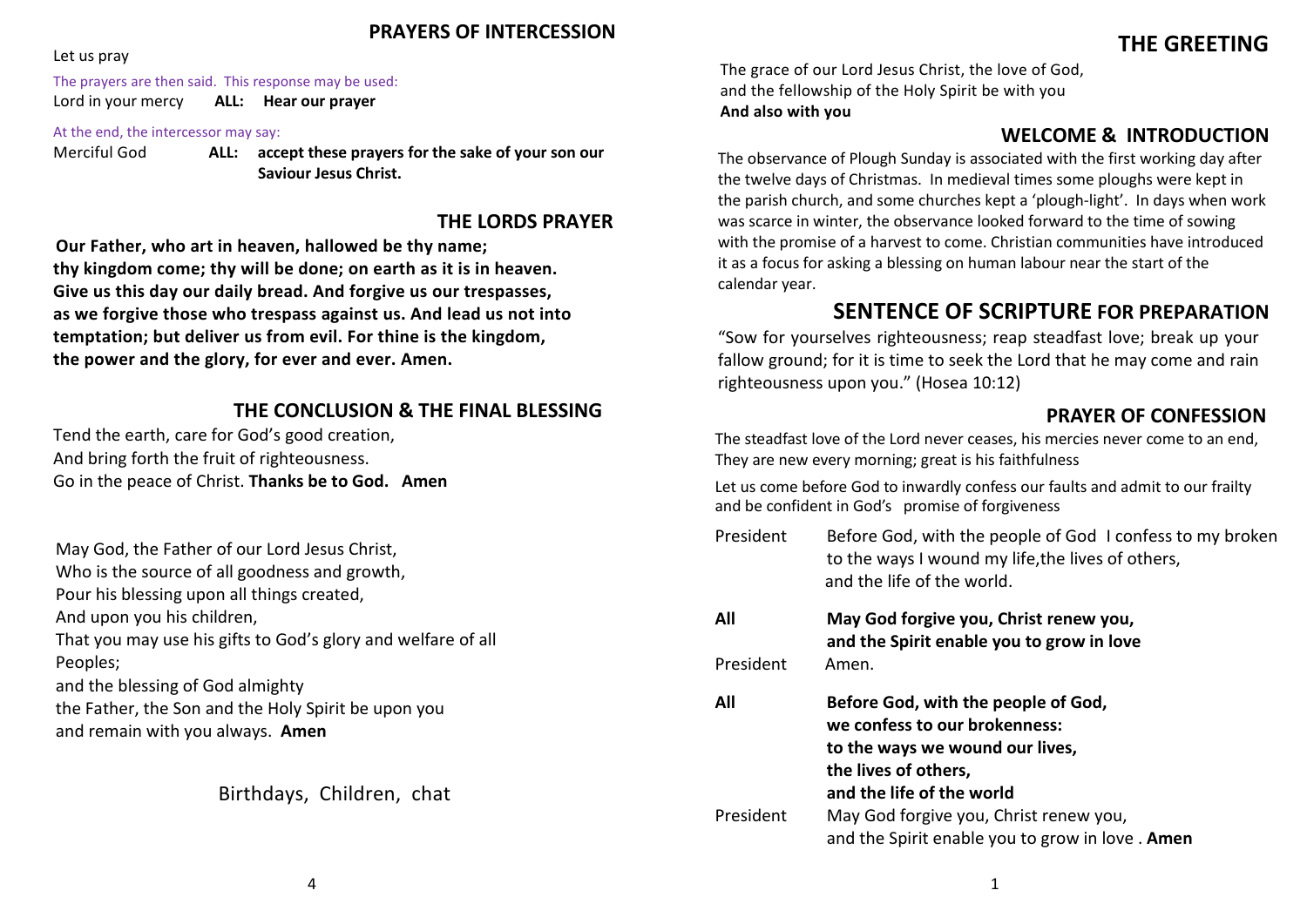## PRAYERS OF INTERCESSION

Let us pray

The prayers are then said. This response may be used:

Lord in your mercy **ALL: Hear our prayer**

At the end, the intercessor may say:

Merciful God **ALL: accept these prayers for the sake of your son our Saviour Jesus Christ.**

## THE LORDS PRAYER

**Our Father, who art in heaven, hallowed be thy name; thy kingdom come; thy will be done; on earth as it is in heaven. Give us this day our daily bread. And forgive us our trespasses, as we forgive those who trespass against us. And lead us not into temptation; but deliver us from evil. For thine is the kingdom, the power and the glory, for ever and ever. Amen.**

## THE CONCLUSION & THE FINAL BLESSING

Tend the earth, care for God's good creation,
And bring forth the fruit of righteousness.
Go in the peace of Christ. **Thanks be to God. Amen**

May God, the Father of our Lord Jesus Christ,
Who is the source of all goodness and growth,
Pour his blessing upon all things created,
And upon you his children,
That you may use his gifts to God's glory and welfare of all Peoples;
and the blessing of God almighty
the Father, the Son and the Holy Spirit be upon you
and remain with you always. **Amen**

Birthdays, Children, chat

## THE GREETING

The grace of our Lord Jesus Christ, the love of God,
and the fellowship of the Holy Spirit be with you
**And also with you**

## WELCOME & INTRODUCTION

The observance of Plough Sunday is associated with the first working day after the twelve days of Christmas. In medieval times some ploughs were kept in the parish church, and some churches kept a 'plough-light'. In days when work was scarce in winter, the observance looked forward to the time of sowing with the promise of a harvest to come. Christian communities have introduced it as a focus for asking a blessing on human labour near the start of the calendar year.

## SENTENCE OF SCRIPTURE FOR PREPARATION

"Sow for yourselves righteousness; reap steadfast love; break up your fallow ground; for it is time to seek the Lord that he may come and rain righteousness upon you." (Hosea 10:12)

## PRAYER OF CONFESSION

The steadfast love of the Lord never ceases, his mercies never come to an end, They are new every morning; great is his faithfulness

Let us come before God to inwardly confess our faults and admit to our frailty and be confident in God's promise of forgiveness

President: Before God, with the people of God I confess to my broken to the ways I wound my life,the lives of others, and the life of the world.

**All: May God forgive you, Christ renew you, and the Spirit enable you to grow in love**

President: Amen.

**All: Before God, with the people of God, we confess to our brokenness: to the ways we wound our lives, the lives of others, and the life of the world**

President: May God forgive you, Christ renew you, and the Spirit enable you to grow in love . **Amen**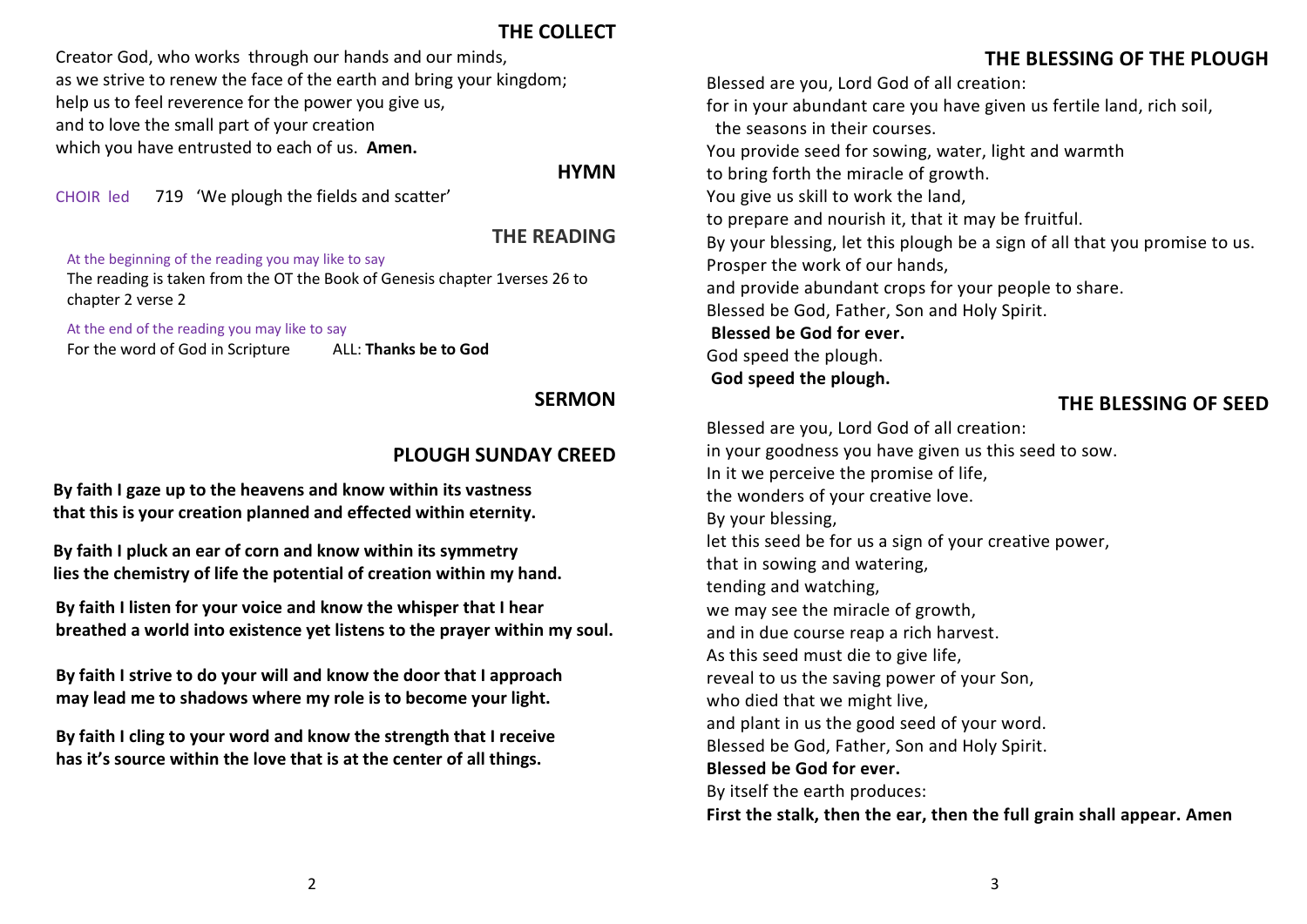## THE COLLECT

Creator God, who works through our hands and our minds,
as we strive to renew the face of the earth and bring your kingdom;
help us to feel reverence for the power you give us,
and to love the small part of your creation
which you have entrusted to each of us. **Amen.**

## HYMN

CHOIR led 719 'We plough the fields and scatter'

## THE READING

At the beginning of the reading you may like to say

The reading is taken from the OT the Book of Genesis chapter 1verses 26 to chapter 2 verse 2

At the end of the reading you may like to say

For the word of God in Scripture ALL: **Thanks be to God**

## SERMON

## PLOUGH SUNDAY CREED

**By faith I gaze up to the heavens and know within its vastness that this is your creation planned and effected within eternity.**

**By faith I pluck an ear of corn and know within its symmetry lies the chemistry of life the potential of creation within my hand.**

**By faith I listen for your voice and know the whisper that I hear breathed a world into existence yet listens to the prayer within my soul.**

**By faith I strive to do your will and know the door that I approach may lead me to shadows where my role is to become your light.**

**By faith I cling to your word and know the strength that I receive has it's source within the love that is at the center of all things.**

## THE BLESSING OF THE PLOUGH

Blessed are you, Lord God of all creation:
for in your abundant care you have given us fertile land, rich soil,
the seasons in their courses.
You provide seed for sowing, water, light and warmth
to bring forth the miracle of growth.
You give us skill to work the land,
to prepare and nourish it, that it may be fruitful.
By your blessing, let this plough be a sign of all that you promise to us.
Prosper the work of our hands,
and provide abundant crops for your people to share.
Blessed be God, Father, Son and Holy Spirit.
**Blessed be God for ever.**
God speed the plough.
**God speed the plough.**

## THE BLESSING OF SEED

Blessed are you, Lord God of all creation:
in your goodness you have given us this seed to sow.
In it we perceive the promise of life,
the wonders of your creative love.
By your blessing,
let this seed be for us a sign of your creative power,
that in sowing and watering,
tending and watching,
we may see the miracle of growth,
and in due course reap a rich harvest.
As this seed must die to give life,
reveal to us the saving power of your Son,
who died that we might live,
and plant in us the good seed of your word.
Blessed be God, Father, Son and Holy Spirit.
**Blessed be God for ever.**
By itself the earth produces:
**First the stalk, then the ear, then the full grain shall appear. Amen**